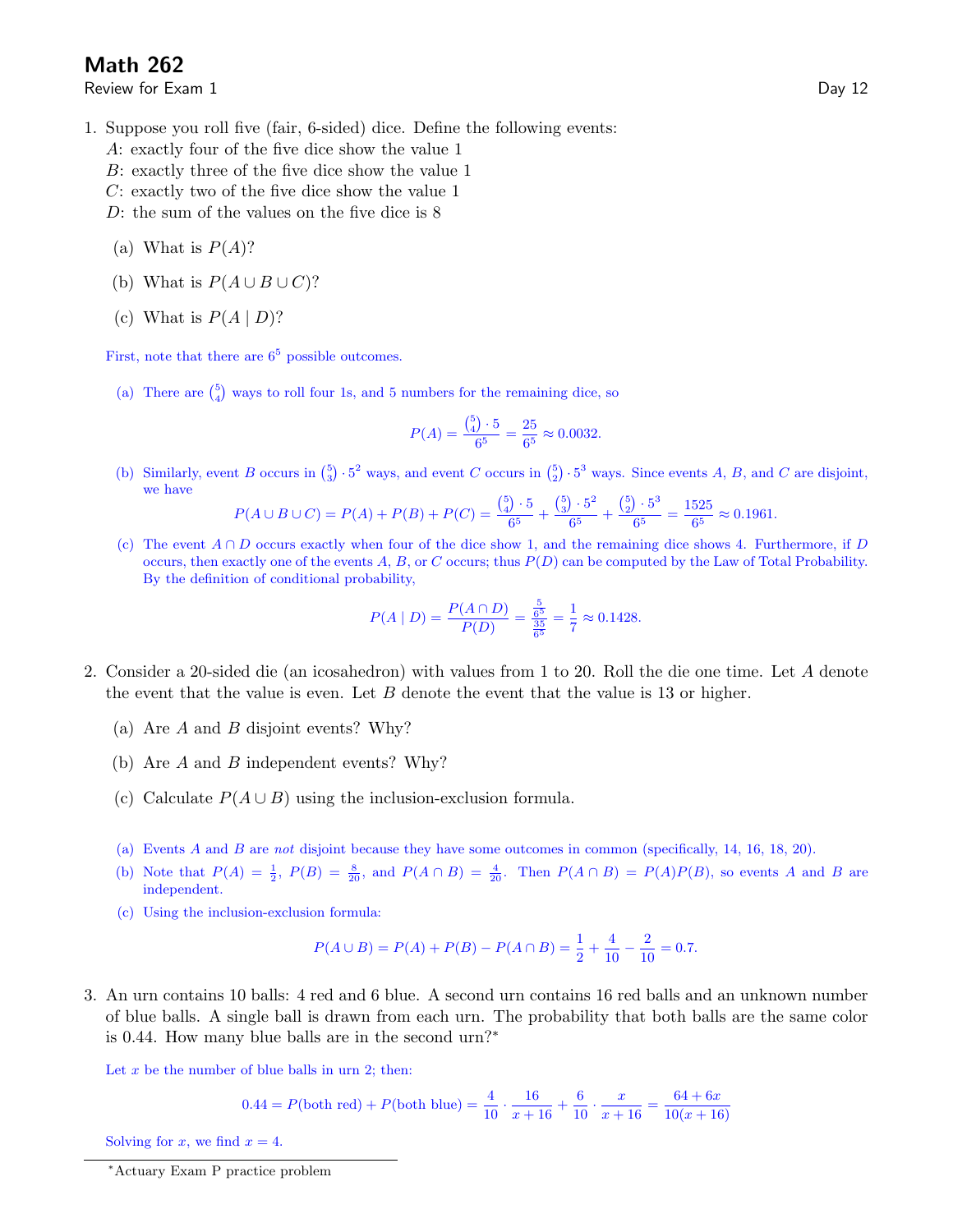# Math 262

Review for Exam 1

Day 12

1. Suppose you roll five (fair, 6-sided) dice. Define the following events:
   $A$: exactly four of the five dice show the value 1
   $B$: exactly three of the five dice show the value 1
   $C$: exactly two of the five dice show the value 1
   $D$: the sum of the values on the five dice is 8

   (a) What is $P(A)$?

   (b) What is $P(A \cup B \cup C)$?

   (c) What is $P(A \mid D)$?

   First, note that there are $6^5$ possible outcomes.

   (a) There are $\binom{5}{4}$ ways to roll four 1s, and 5 numbers for the remaining dice, so

   $$P(A) = \frac{\binom{5}{4} \cdot 5}{6^5} = \frac{25}{6^5} \approx 0.0032.$$

   (b) Similarly, event $B$ occurs in $\binom{5}{3} \cdot 5^2$ ways, and event $C$ occurs in $\binom{5}{2} \cdot 5^3$ ways. Since events $A$, $B$, and $C$ are disjoint, we have

   $$P(A \cup B \cup C) = P(A) + P(B) + P(C) = \frac{\binom{5}{4} \cdot 5}{6^5} + \frac{\binom{5}{3} \cdot 5^2}{6^5} + \frac{\binom{5}{2} \cdot 5^3}{6^5} = \frac{1525}{6^5} \approx 0.1961.$$

   (c) The event $A \cap D$ occurs exactly when four of the dice show 1, and the remaining dice shows 4. Furthermore, if $D$ occurs, then exactly one of the events $A$, $B$, or $C$ occurs; thus $P(D)$ can be computed by the Law of Total Probability. By the definition of conditional probability,

   $$P(A \mid D) = \frac{P(A \cap D)}{P(D)} = \frac{\frac{5}{6^5}}{\frac{35}{6^5}} = \frac{1}{7} \approx 0.1428.$$

2. Consider a 20-sided die (an icosahedron) with values from 1 to 20. Roll the die one time. Let $A$ denote the event that the value is even. Let $B$ denote the event that the value is 13 or higher.

   (a) Are $A$ and $B$ disjoint events? Why?

   (b) Are $A$ and $B$ independent events? Why?

   (c) Calculate $P(A \cup B)$ using the inclusion-exclusion formula.

   (a) Events $A$ and $B$ are *not* disjoint because they have some outcomes in common (specifically, 14, 16, 18, 20).

   (b) Note that $P(A) = \frac{1}{2}$, $P(B) = \frac{8}{20}$, and $P(A \cap B) = \frac{4}{20}$. Then $P(A \cap B) = P(A)P(B)$, so events $A$ and $B$ are independent.

   (c) Using the inclusion-exclusion formula:

   $$P(A \cup B) = P(A) + P(B) - P(A \cap B) = \frac{1}{2} + \frac{4}{10} - \frac{2}{10} = 0.7.$$

3. An urn contains 10 balls: 4 red and 6 blue. A second urn contains 16 red balls and an unknown number of blue balls. A single ball is drawn from each urn. The probability that both balls are the same color is 0.44. How many blue balls are in the second urn?*

   Let $x$ be the number of blue balls in urn 2; then:

   $$0.44 = P(\text{both red}) + P(\text{both blue}) = \frac{4}{10} \cdot \frac{16}{x+16} + \frac{6}{10} \cdot \frac{x}{x+16} = \frac{64 + 6x}{10(x+16)}$$

   Solving for $x$, we find $x = 4$.

---

*Actuary Exam P practice problem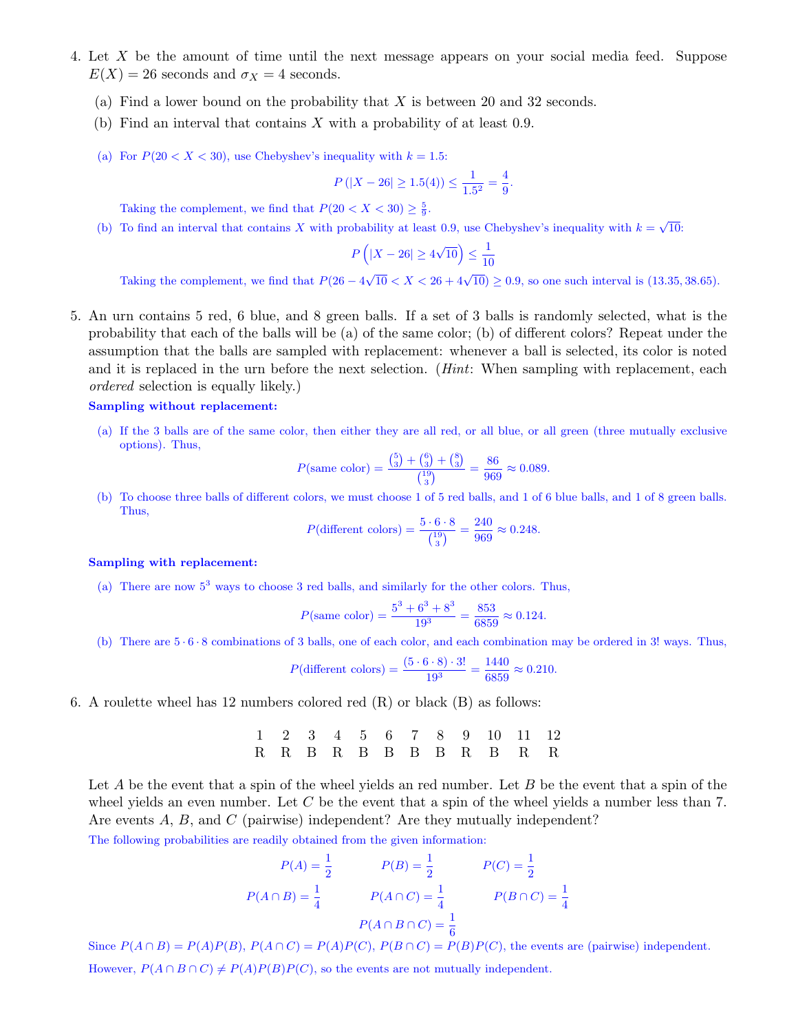4. Let $X$ be the amount of time until the next message appears on your social media feed. Suppose $E(X) = 26$ seconds and $\sigma_X = 4$ seconds.

   (a) Find a lower bound on the probability that $X$ is between 20 and 32 seconds.

   (b) Find an interval that contains $X$ with a probability of at least 0.9.

   (a) For $P(20 < X < 30)$, use Chebyshev's inequality with $k = 1.5$:

   $$P\left(|X - 26| \geq 1.5(4)\right) \leq \frac{1}{1.5^2} = \frac{4}{9}.$$

   Taking the complement, we find that $P(20 < X < 30) \geq \frac{5}{9}$.

   (b) To find an interval that contains $X$ with probability at least 0.9, use Chebyshev's inequality with $k = \sqrt{10}$:

   $$P\left(|X - 26| \geq 4\sqrt{10}\right) \leq \frac{1}{10}$$

   Taking the complement, we find that $P(26 - 4\sqrt{10} < X < 26 + 4\sqrt{10}) \geq 0.9$, so one such interval is $(13.35, 38.65)$.

5. An urn contains 5 red, 6 blue, and 8 green balls. If a set of 3 balls is randomly selected, what is the probability that each of the balls will be (a) of the same color; (b) of different colors? Repeat under the assumption that the balls are sampled with replacement: whenever a ball is selected, its color is noted and it is replaced in the urn before the next selection. (*Hint*: When sampling with replacement, each *ordered* selection is equally likely.)

   **Sampling without replacement:**

   (a) If the 3 balls are of the same color, then either they are all red, or all blue, or all green (three mutually exclusive options). Thus,

   $$P(\text{same color}) = \frac{\binom{5}{3} + \binom{6}{3} + \binom{8}{3}}{\binom{19}{3}} = \frac{86}{969} \approx 0.089.$$

   (b) To choose three balls of different colors, we must choose 1 of 5 red balls, and 1 of 6 blue balls, and 1 of 8 green balls. Thus,

   $$P(\text{different colors}) = \frac{5 \cdot 6 \cdot 8}{\binom{19}{3}} = \frac{240}{969} \approx 0.248.$$

   **Sampling with replacement:**

   (a) There are now $5^3$ ways to choose 3 red balls, and similarly for the other colors. Thus,

   $$P(\text{same color}) = \frac{5^3 + 6^3 + 8^3}{19^3} = \frac{853}{6859} \approx 0.124.$$

   (b) There are $5 \cdot 6 \cdot 8$ combinations of 3 balls, one of each color, and each combination may be ordered in 3! ways. Thus,

   $$P(\text{different colors}) = \frac{(5 \cdot 6 \cdot 8) \cdot 3!}{19^3} = \frac{1440}{6859} \approx 0.210.$$

6. A roulette wheel has 12 numbers colored red (R) or black (B) as follows:

| | | | | | | | | | | | |
|---|---|---|---|---|---|---|---|---|---|---|---|
| 1 | 2 | 3 | 4 | 5 | 6 | 7 | 8 | 9 | 10 | 11 | 12 |
| R | R | B | R | B | B | B | B | R | B | R | R |

   Let $A$ be the event that a spin of the wheel yields an red number. Let $B$ be the event that a spin of the wheel yields an even number. Let $C$ be the event that a spin of the wheel yields a number less than 7. Are events $A$, $B$, and $C$ (pairwise) independent? Are they mutually independent?

   The following probabilities are readily obtained from the given information:

   $$P(A) = \frac{1}{2} \qquad P(B) = \frac{1}{2} \qquad P(C) = \frac{1}{2}$$

   $$P(A \cap B) = \frac{1}{4} \qquad P(A \cap C) = \frac{1}{4} \qquad P(B \cap C) = \frac{1}{4}$$

   $$P(A \cap B \cap C) = \frac{1}{6}$$

   Since $P(A \cap B) = P(A)P(B)$, $P(A \cap C) = P(A)P(C)$, $P(B \cap C) = P(B)P(C)$, the events are (pairwise) independent.

   However, $P(A \cap B \cap C) \neq P(A)P(B)P(C)$, so the events are not mutually independent.